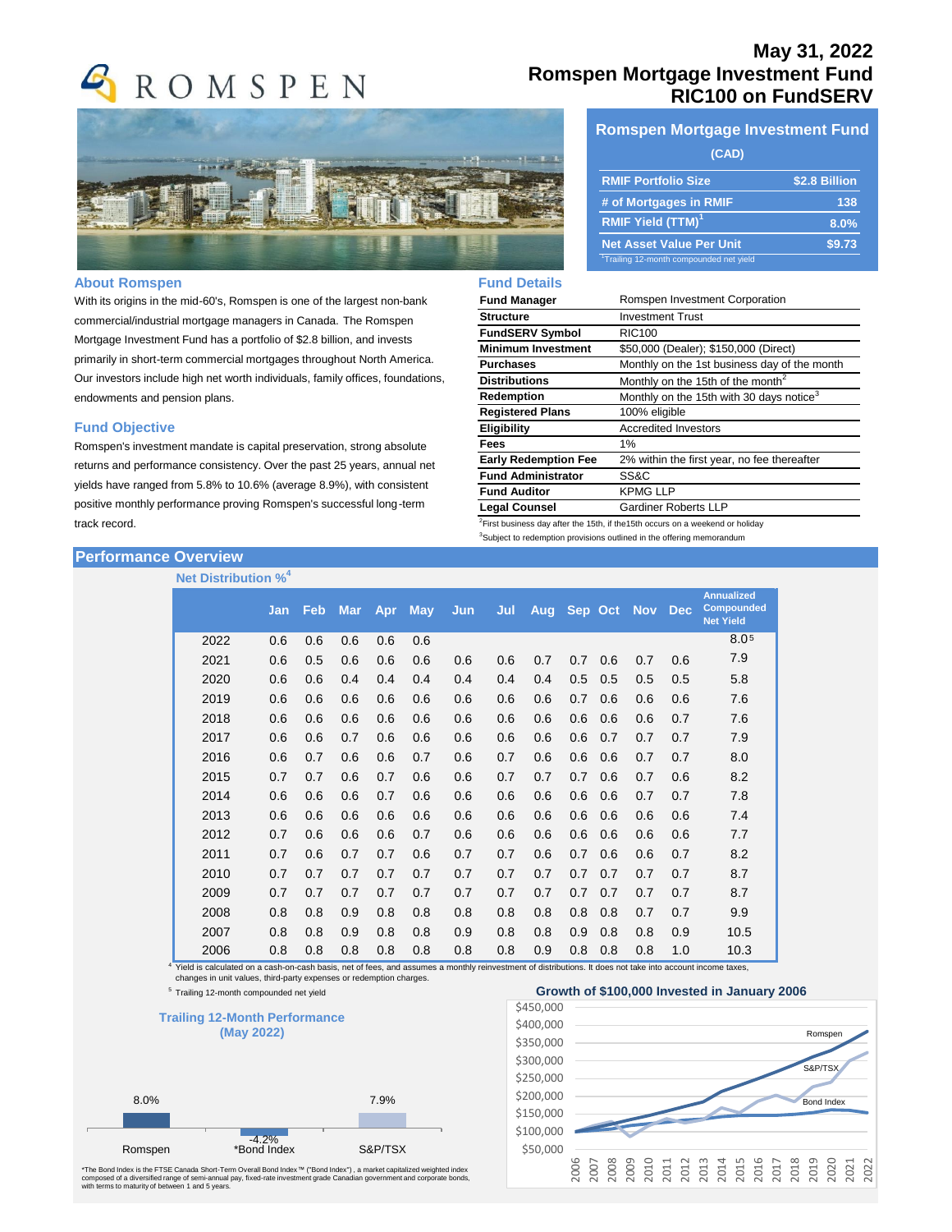# May 31, 2022
# Romspen Mortgage Investment Fund
# RIC100 on FundSERV

ROMSPEN

## Romspen Mortgage Investment Fund (CAD)

| | |
|---|---|
| RMIF Portfolio Size | $2.8 Billion |
| # of Mortgages in RMIF | 138 |
| RMIF Yield (TTM)[1] | 8.0% |
| Net Asset Value Per Unit | $9.73 |

[1]Trailing 12-month compounded net yield

## About Romspen

With its origins in the mid-60's, Romspen is one of the largest non-bank commercial/industrial mortgage managers in Canada. The Romspen Mortgage Investment Fund has a portfolio of $2.8 billion, and invests primarily in short-term commercial mortgages throughout North America. Our investors include high net worth individuals, family offices, foundations, endowments and pension plans.

## Fund Objective

Romspen's investment mandate is capital preservation, strong absolute returns and performance consistency. Over the past 25 years, annual net yields have ranged from 5.8% to 10.6% (average 8.9%), with consistent positive monthly performance proving Romspen's successful long-term track record.

## Fund Details

| | |
|---|---|
| Fund Manager | Romspen Investment Corporation |
| Structure | Investment Trust |
| FundSERV Symbol | RIC100 |
| Minimum Investment | $50,000 (Dealer); $150,000 (Direct) |
| Purchases | Monthly on the 1st business day of the month |
| Distributions | Monthly on the 15th of the month[2] |
| Redemption | Monthly on the 15th with 30 days notice[3] |
| Registered Plans | 100% eligible |
| Eligibility | Accredited Investors |
| Fees | 1% |
| Early Redemption Fee | 2% within the first year, no fee thereafter |
| Fund Administrator | SS&C |
| Fund Auditor | KPMG LLP |
| Legal Counsel | Gardiner Roberts LLP |

[2]First business day after the 15th, if the15th occurs on a weekend or holiday

[3]Subject to redemption provisions outlined in the offering memorandum

## Performance Overview

### Net Distribution %[4]

| | Jan | Feb | Mar | Apr | May | Jun | Jul | Aug | Sep | Oct | Nov | Dec | Annualized Compounded Net Yield |
|---|---|---|---|---|---|---|---|---|---|---|---|---|---|
| 2022 | 0.6 | 0.6 | 0.6 | 0.6 | 0.6 | | | | | | | | 8.0[5] |
| 2021 | 0.6 | 0.5 | 0.6 | 0.6 | 0.6 | 0.6 | 0.6 | 0.7 | 0.7 | 0.6 | 0.7 | 0.6 | 7.9 |
| 2020 | 0.6 | 0.6 | 0.4 | 0.4 | 0.4 | 0.4 | 0.4 | 0.4 | 0.5 | 0.5 | 0.5 | 0.5 | 5.8 |
| 2019 | 0.6 | 0.6 | 0.6 | 0.6 | 0.6 | 0.6 | 0.6 | 0.6 | 0.7 | 0.6 | 0.6 | 0.6 | 7.6 |
| 2018 | 0.6 | 0.6 | 0.6 | 0.6 | 0.6 | 0.6 | 0.6 | 0.6 | 0.6 | 0.6 | 0.6 | 0.7 | 7.6 |
| 2017 | 0.6 | 0.6 | 0.7 | 0.6 | 0.6 | 0.6 | 0.6 | 0.6 | 0.6 | 0.7 | 0.7 | 0.7 | 7.9 |
| 2016 | 0.6 | 0.7 | 0.6 | 0.6 | 0.7 | 0.6 | 0.7 | 0.6 | 0.6 | 0.6 | 0.7 | 0.7 | 8.0 |
| 2015 | 0.7 | 0.7 | 0.6 | 0.7 | 0.6 | 0.6 | 0.7 | 0.7 | 0.7 | 0.6 | 0.7 | 0.6 | 8.2 |
| 2014 | 0.6 | 0.6 | 0.6 | 0.7 | 0.6 | 0.6 | 0.6 | 0.6 | 0.6 | 0.6 | 0.7 | 0.7 | 7.8 |
| 2013 | 0.6 | 0.6 | 0.6 | 0.6 | 0.6 | 0.6 | 0.6 | 0.6 | 0.6 | 0.6 | 0.6 | 0.6 | 7.4 |
| 2012 | 0.7 | 0.6 | 0.6 | 0.6 | 0.7 | 0.6 | 0.6 | 0.6 | 0.6 | 0.6 | 0.6 | 0.6 | 7.7 |
| 2011 | 0.7 | 0.6 | 0.7 | 0.7 | 0.6 | 0.7 | 0.7 | 0.6 | 0.7 | 0.6 | 0.6 | 0.7 | 8.2 |
| 2010 | 0.7 | 0.7 | 0.7 | 0.7 | 0.7 | 0.7 | 0.7 | 0.7 | 0.7 | 0.7 | 0.7 | 0.7 | 8.7 |
| 2009 | 0.7 | 0.7 | 0.7 | 0.7 | 0.7 | 0.7 | 0.7 | 0.7 | 0.7 | 0.7 | 0.7 | 0.7 | 8.7 |
| 2008 | 0.8 | 0.8 | 0.9 | 0.8 | 0.8 | 0.8 | 0.8 | 0.8 | 0.8 | 0.8 | 0.7 | 0.7 | 9.9 |
| 2007 | 0.8 | 0.8 | 0.9 | 0.8 | 0.8 | 0.9 | 0.8 | 0.8 | 0.9 | 0.8 | 0.8 | 0.9 | 10.5 |
| 2006 | 0.8 | 0.8 | 0.8 | 0.8 | 0.8 | 0.8 | 0.8 | 0.9 | 0.8 | 0.8 | 0.8 | 1.0 | 10.3 |

[4] Yield is calculated on a cash-on-cash basis, net of fees, and assumes a monthly reinvestment of distributions. It does not take into account income taxes, changes in unit values, third-party expenses or redemption charges.

[5] Trailing 12-month compounded net yield

### Trailing 12-Month Performance (May 2022)

| Romspen | *Bond Index | S&P/TSX |
|---|---|---|
| 8.0% | -4.2% | 7.9% |

### Growth of $100,000 Invested in January 2006

Chart series: Romspen, S&P/TSX, Bond Index (2006–2022; axis $50,000–$450,000)

*The Bond Index is the FTSE Canada Short-Term Overall Bond Index ™ ("Bond Index") , a market capitalized weighted index composed of a diversified range of semi-annual pay, fixed-rate investment grade Canadian government and corporate bonds, with terms to maturity of between 1 and 5 years.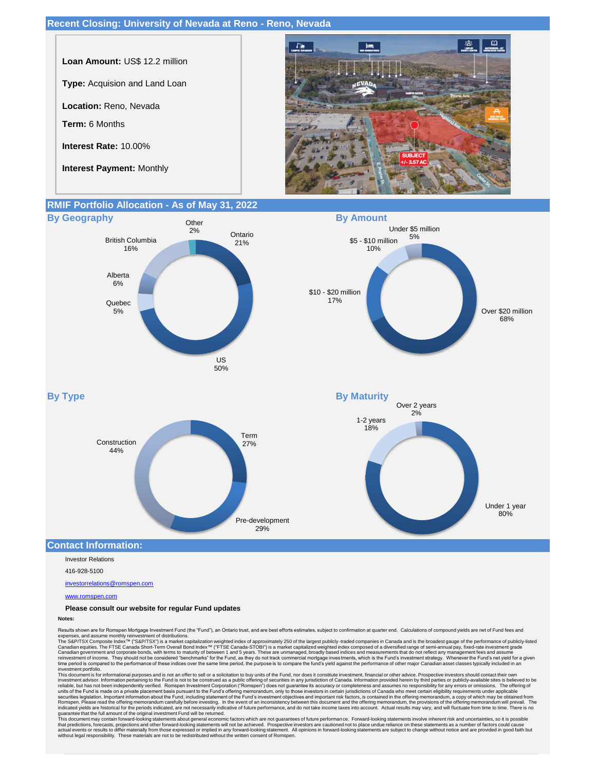## Recent Closing: University of Nevada at Reno - Reno, Nevada

**Loan Amount:** US$ 12.2 million

**Type:** Acquision and Land Loan

**Location:** Reno, Nevada

**Term:** 6 Months

**Interest Rate:** 10.00%

**Interest Payment:** Monthly

## RMIF Portfolio Allocation - As of May 31, 2022

### By Geography

Other
2%

Ontario
21%

British Columbia
16%

Alberta
6%

Quebec
5%

US
50%

### By Amount

Under $5 million
5%

$5 - $10 million
10%

$10 - $20 million
17%

Over $20 million
68%

### By Type

Construction
44%

Term
27%

Pre-development
29%

### By Maturity

Over 2 years
2%

1-2 years
18%

Under 1 year
80%

## Contact Information:

Investor Relations

416-928-5100

investorrelations@romspen.com

www.romspen.com

**Please consult our website for regular Fund updates**

**Notes:**

Results shown are for Romspen Mortgage Investment Fund (the "Fund"), an Ontario trust, and are best efforts estimates, subject to confirmation at quarter end. Calculations of compound yields are net of Fund fees and expenses, and assume monthly reinvestment of distributions.

The S&P/TSX Composite Index™ ("S&P/TSX") is a market capitalization weighted index of approximately 250 of the largest publicly-traded companies in Canada and is the broadest gauge of the performance of publicly-listed Canadian equities. The FTSE Canada Short-Term Overall Bond Index™ ("FTSE Canada-STOBI") is a market capitalized weighted index composed of a diversified range of semi-annual pay, fixed-rate investment grade Canadian government and corporate bonds, with terms to maturity of between 1 and 5 years. These are unmanaged, broadly based indices and measurements that do not reflect any management fees and assume reinvestment of income. They should not be considered "benchmarks" for the Fund, as they do not track commercial mortgage investments, which is the Fund's investment strategy. Whenever the Fund's net yield for a given time period is compared to the performance of these indices over the same time period, the purpose is to compare the fund's yield against the performance of other major Canadian asset classes typically included in an investment portfolio.

This document is for informational purposes and is not an offer to sell or a solicitation to buy units of the Fund, nor does it constitute investment, financial or other advice. Prospective investors should contact their own investment advisor. Information pertaining to the Fund is not to be construed as a public offering of securities in any jurisdiction of Canada. Information provided herein by third parties or publicly-available sites is believed to be reliable, but has not been independently verified. Romspen Investment Corporation ("Romspen") does not guarantee its accuracy or completeness and assumes no responsibility for any errors or omissions. The offering of units of the Fund is made on a private placement basis pursuant to the Fund's offering memorandum, only to those investors in certain jurisdictions of Canada who meet certain eligibility requirements under applicable securities legislation. Important information about the Fund, including statement of the Fund's investment objectives and important risk factors, is contained in the offering memorandum, a copy of which may be obtained from Romspen. Please read the offering memorandum carefully before investing. In the event of an inconsistency between this document and the offering memorandum, the provisions of the offering memorandum will prevail. The indicated yields are historical for the periods indicated, are not necessarily indicative of future performance, and do not take income taxes into account. Actual results may vary, and will fluctuate from time to time. There is no guarantee that the full amount of the original investment Fund will be returned.

This document may contain forward-looking statements about general economic factors which are not guarantees of future performance. Forward-looking statements involve inherent risk and uncertainties, so it is possible that predictions, forecasts, projections and other forward-looking statements will not be achieved. Prospective investors are cautioned not to place undue reliance on these statements as a number of factors could cause actual events or results to differ materially from those expressed or implied in any forward-looking statement. All opinions in forward-looking statements are subject to change without notice and are provided in good faith but without legal responsibility. These materials are not to be redistributed without the written consent of Romspen.